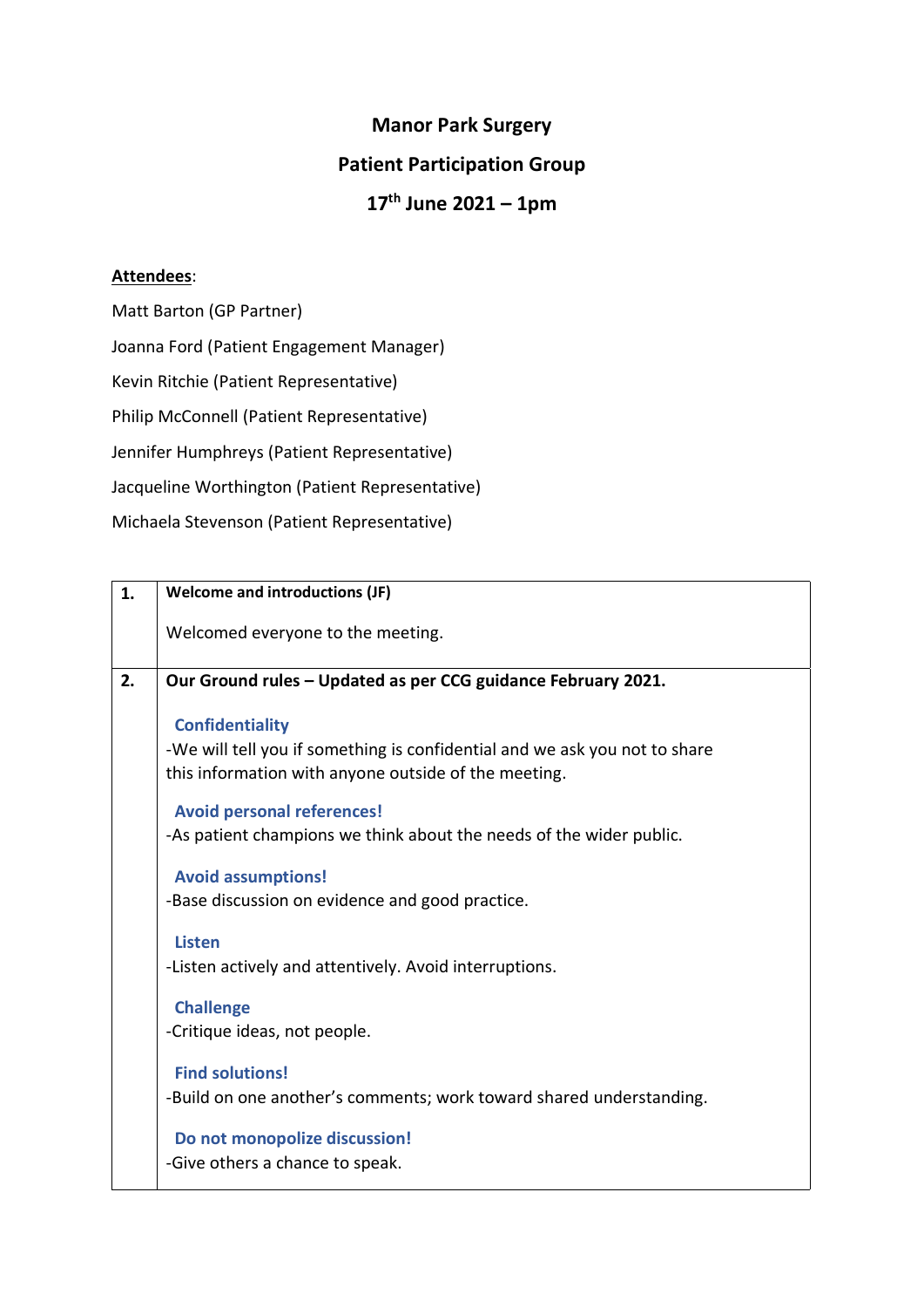# Manor Park Surgery

## Patient Participation Group

## 17th June 2021 – 1pm

**Attendees**:

Matt Barton (GP Partner)

Joanna Ford (Patient Engagement Manager)

Kevin Ritchie (Patient Representative)

Philip McConnell (Patient Representative)

Jennifer Humphreys (Patient Representative)

Jacqueline Worthington (Patient Representative)

Michaela Stevenson (Patient Representative)

| | |
|---|---|
| **1.** | **Welcome and introductions (JF)**<br><br>Welcomed everyone to the meeting. |
| **2.** | **Our Ground rules – Updated as per CCG guidance February 2021.**<br><br>**Confidentiality**<br>-We will tell you if something is confidential and we ask you not to share this information with anyone outside of the meeting.<br><br>**Avoid personal references!**<br>-As patient champions we think about the needs of the wider public.<br><br>**Avoid assumptions!**<br>-Base discussion on evidence and good practice.<br><br>**Listen**<br>-Listen actively and attentively. Avoid interruptions.<br><br>**Challenge**<br>-Critique ideas, not people.<br><br>**Find solutions!**<br>-Build on one another's comments; work toward shared understanding.<br><br>**Do not monopolize discussion!**<br>-Give others a chance to speak. |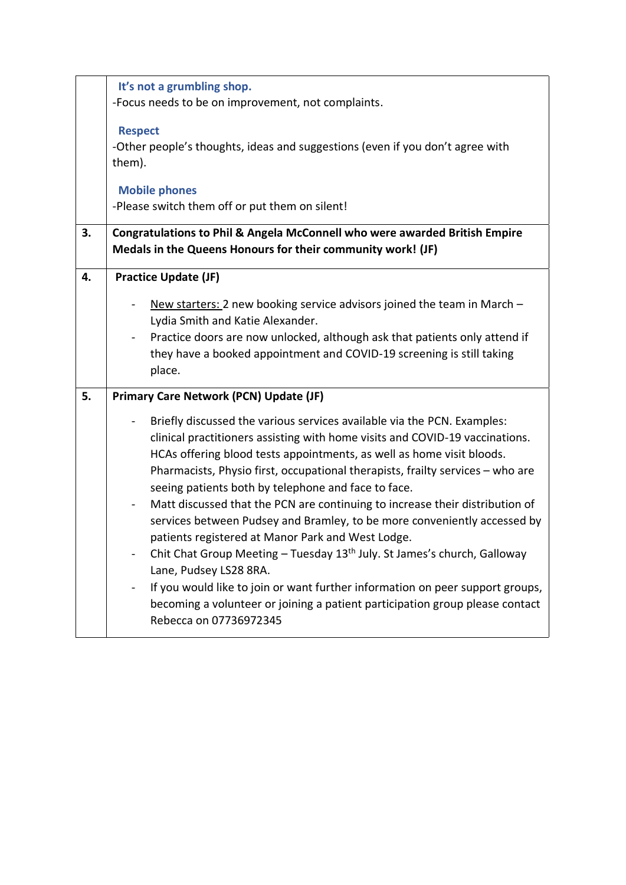| | |
|---|---|
| | **It's not a grumbling shop.**<br>-Focus needs to be on improvement, not complaints.<br><br>**Respect**<br>-Other people's thoughts, ideas and suggestions (even if you don't agree with them).<br><br>**Mobile phones**<br>-Please switch them off or put them on silent! |
| **3.** | **Congratulations to Phil & Angela McConnell who were awarded British Empire Medals in the Queens Honours for their community work! (JF)** |
| **4.** | **Practice Update (JF)**<br><br>- New starters: 2 new booking service advisors joined the team in March – Lydia Smith and Katie Alexander.<br>- Practice doors are now unlocked, although ask that patients only attend if they have a booked appointment and COVID-19 screening is still taking place. |
| **5.** | **Primary Care Network (PCN) Update (JF)**<br><br>- Briefly discussed the various services available via the PCN. Examples: clinical practitioners assisting with home visits and COVID-19 vaccinations. HCAs offering blood tests appointments, as well as home visit bloods. Pharmacists, Physio first, occupational therapists, frailty services – who are seeing patients both by telephone and face to face.<br>- Matt discussed that the PCN are continuing to increase their distribution of services between Pudsey and Bramley, to be more conveniently accessed by patients registered at Manor Park and West Lodge.<br>- Chit Chat Group Meeting – Tuesday 13th July. St James's church, Galloway Lane, Pudsey LS28 8RA.<br>- If you would like to join or want further information on peer support groups, becoming a volunteer or joining a patient participation group please contact Rebecca on 07736972345 |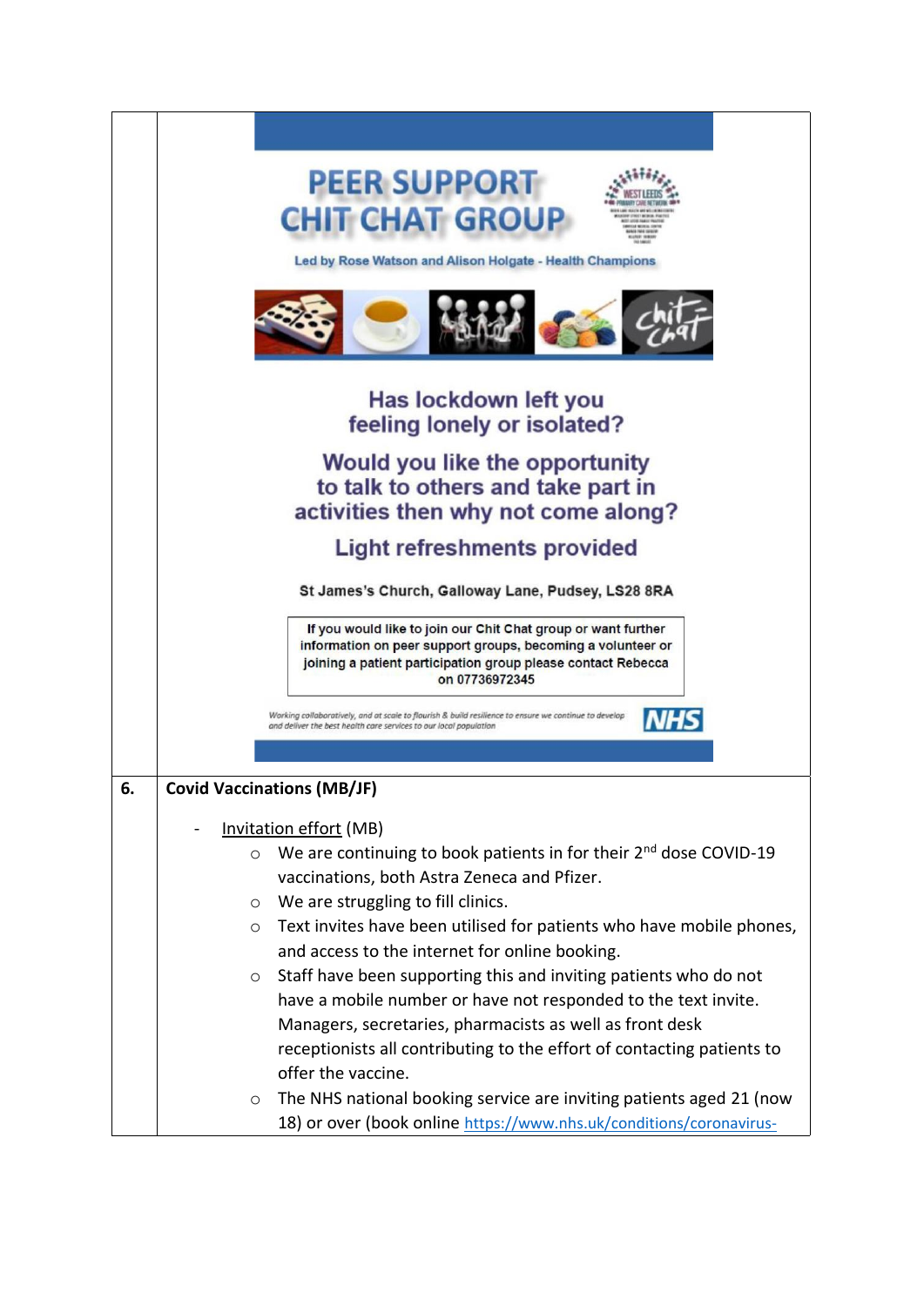| | |
|---|---|
| | **PEER SUPPORT CHIT CHAT GROUP**<br><br>WEST LEEDS PRIMARY CARE NETWORK<br><br>Led by Rose Watson and Alison Holgate - Health Champions<br><br>**Has lockdown left you feeling lonely or isolated?**<br><br>**Would you like the opportunity to talk to others and take part in activities then why not come along?**<br><br>**Light refreshments provided**<br><br>St James's Church, Galloway Lane, Pudsey, LS28 8RA<br><br>If you would like to join our Chit Chat group or want further information on peer support groups, becoming a volunteer or joining a patient participation group please contact Rebecca on 07736972345<br><br>*Working collaboratively, and at scale to flourish & build resilience to ensure we continue to develop and deliver the best health care services to our local population*<br><br>NHS |
| **6.** | **Covid Vaccinations (MB/JF)**<br><br>- Invitation effort (MB)<br>  - We are continuing to book patients in for their 2nd dose COVID-19 vaccinations, both Astra Zeneca and Pfizer.<br>  - We are struggling to fill clinics.<br>  - Text invites have been utilised for patients who have mobile phones, and access to the internet for online booking.<br>  - Staff have been supporting this and inviting patients who do not have a mobile number or have not responded to the text invite. Managers, secretaries, pharmacists as well as front desk receptionists all contributing to the effort of contacting patients to offer the vaccine.<br>  - The NHS national booking service are inviting patients aged 21 (now 18) or over (book online https://www.nhs.uk/conditions/coronavirus- |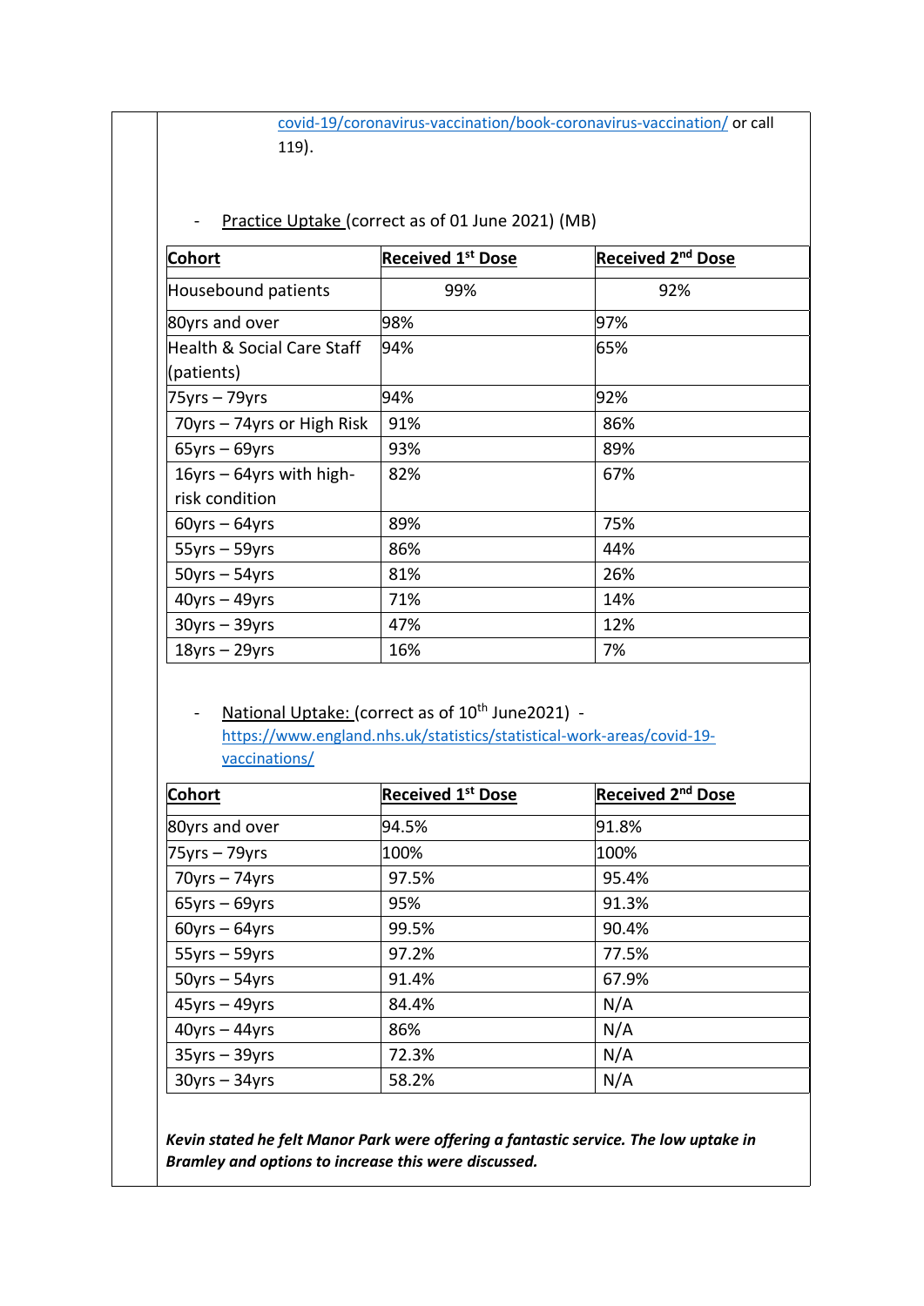covid-19/coronavirus-vaccination/book-coronavirus-vaccination/ or call 119).

- Practice Uptake (correct as of 01 June 2021) (MB)

| **Cohort** | **Received 1st Dose** | **Received 2nd Dose** |
|---|---|---|
| Housebound patients | 99% | 92% |
| 80yrs and over | 98% | 97% |
| Health & Social Care Staff (patients) | 94% | 65% |
| 75yrs – 79yrs | 94% | 92% |
| 70yrs – 74yrs or High Risk | 91% | 86% |
| 65yrs – 69yrs | 93% | 89% |
| 16yrs – 64yrs with high-risk condition | 82% | 67% |
| 60yrs – 64yrs | 89% | 75% |
| 55yrs – 59yrs | 86% | 44% |
| 50yrs – 54yrs | 81% | 26% |
| 40yrs – 49yrs | 71% | 14% |
| 30yrs – 39yrs | 47% | 12% |
| 18yrs – 29yrs | 16% | 7% |

- National Uptake: (correct as of 10th June2021) - https://www.england.nhs.uk/statistics/statistical-work-areas/covid-19-vaccinations/

| **Cohort** | **Received 1st Dose** | **Received 2nd Dose** |
|---|---|---|
| 80yrs and over | 94.5% | 91.8% |
| 75yrs – 79yrs | 100% | 100% |
| 70yrs – 74yrs | 97.5% | 95.4% |
| 65yrs – 69yrs | 95% | 91.3% |
| 60yrs – 64yrs | 99.5% | 90.4% |
| 55yrs – 59yrs | 97.2% | 77.5% |
| 50yrs – 54yrs | 91.4% | 67.9% |
| 45yrs – 49yrs | 84.4% | N/A |
| 40yrs – 44yrs | 86% | N/A |
| 35yrs – 39yrs | 72.3% | N/A |
| 30yrs – 34yrs | 58.2% | N/A |

***Kevin stated he felt Manor Park were offering a fantastic service. The low uptake in Bramley and options to increase this were discussed.***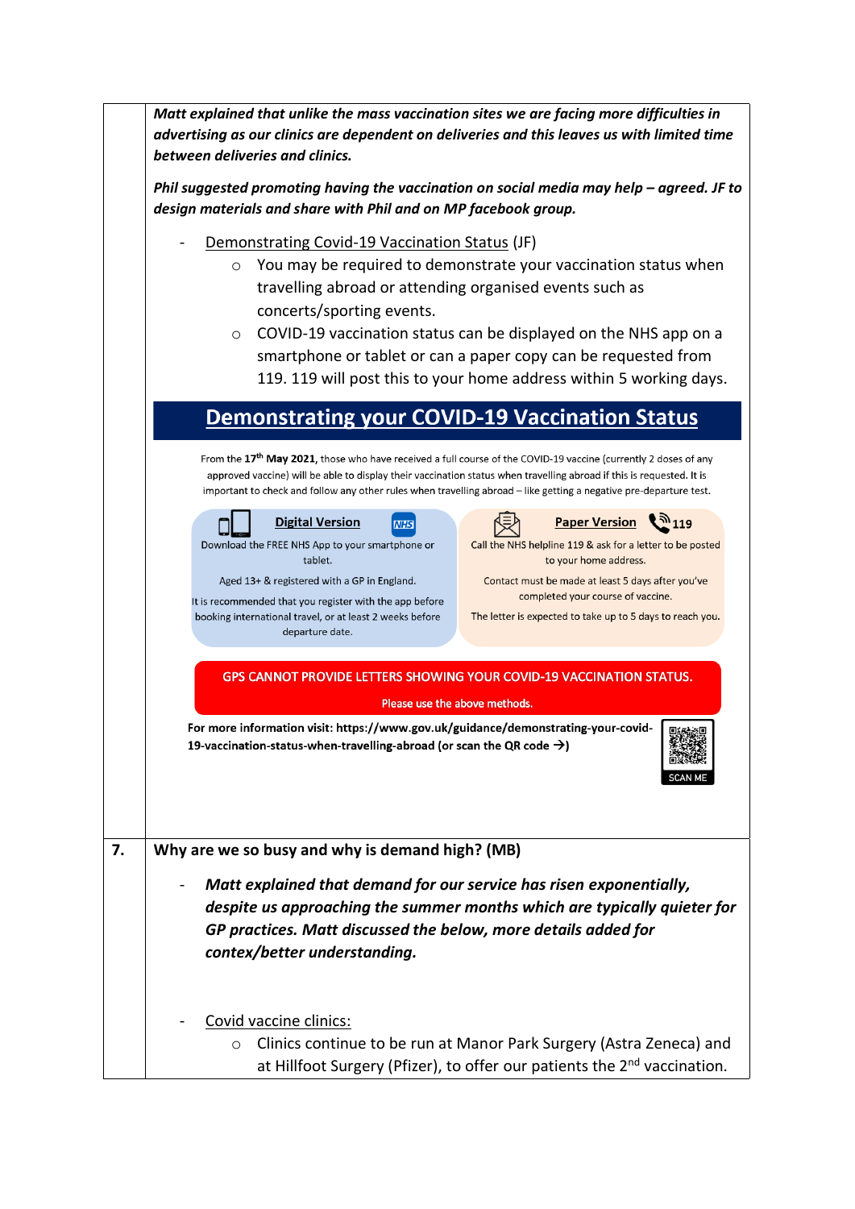***Matt explained that unlike the mass vaccination sites we are facing more difficulties in advertising as our clinics are dependent on deliveries and this leaves us with limited time between deliveries and clinics.***

***Phil suggested promoting having the vaccination on social media may help – agreed. JF to design materials and share with Phil and on MP facebook group.***

- Demonstrating Covid-19 Vaccination Status (JF)
  - You may be required to demonstrate your vaccination status when travelling abroad or attending organised events such as concerts/sporting events.
  - COVID-19 vaccination status can be displayed on the NHS app on a smartphone or tablet or can a paper copy can be requested from 119. 119 will post this to your home address within 5 working days.

## Demonstrating your COVID-19 Vaccination Status

From the 17th **May 2021**, those who have received a full course of the COVID-19 vaccine (currently 2 doses of any approved vaccine) will be able to display their vaccination status when travelling abroad if this is requested. It is important to check and follow any other rules when travelling abroad – like getting a negative pre-departure test.

**Digital Version** NHS

Download the FREE NHS App to your smartphone or tablet.

Aged 13+ & registered with a GP in England.

It is recommended that you register with the app before booking international travel, or at least 2 weeks before departure date.

**Paper Version** 119

Call the NHS helpline 119 & ask for a letter to be posted to your home address.

Contact must be made at least 5 days after you've completed your course of vaccine.

The letter is expected to take up to 5 days to reach you.

**GPS CANNOT PROVIDE LETTERS SHOWING YOUR COVID-19 VACCINATION STATUS.**

**Please use the above methods.**

**For more information visit: https://www.gov.uk/guidance/demonstrating-your-covid-19-vaccination-status-when-travelling-abroad (or scan the QR code →)**

SCAN ME

**7. Why are we so busy and why is demand high? (MB)**

- ***Matt explained that demand for our service has risen exponentially, despite us approaching the summer months which are typically quieter for GP practices. Matt discussed the below, more details added for contex/better understanding.***

- Covid vaccine clinics:
  - Clinics continue to be run at Manor Park Surgery (Astra Zeneca) and at Hillfoot Surgery (Pfizer), to offer our patients the 2nd vaccination.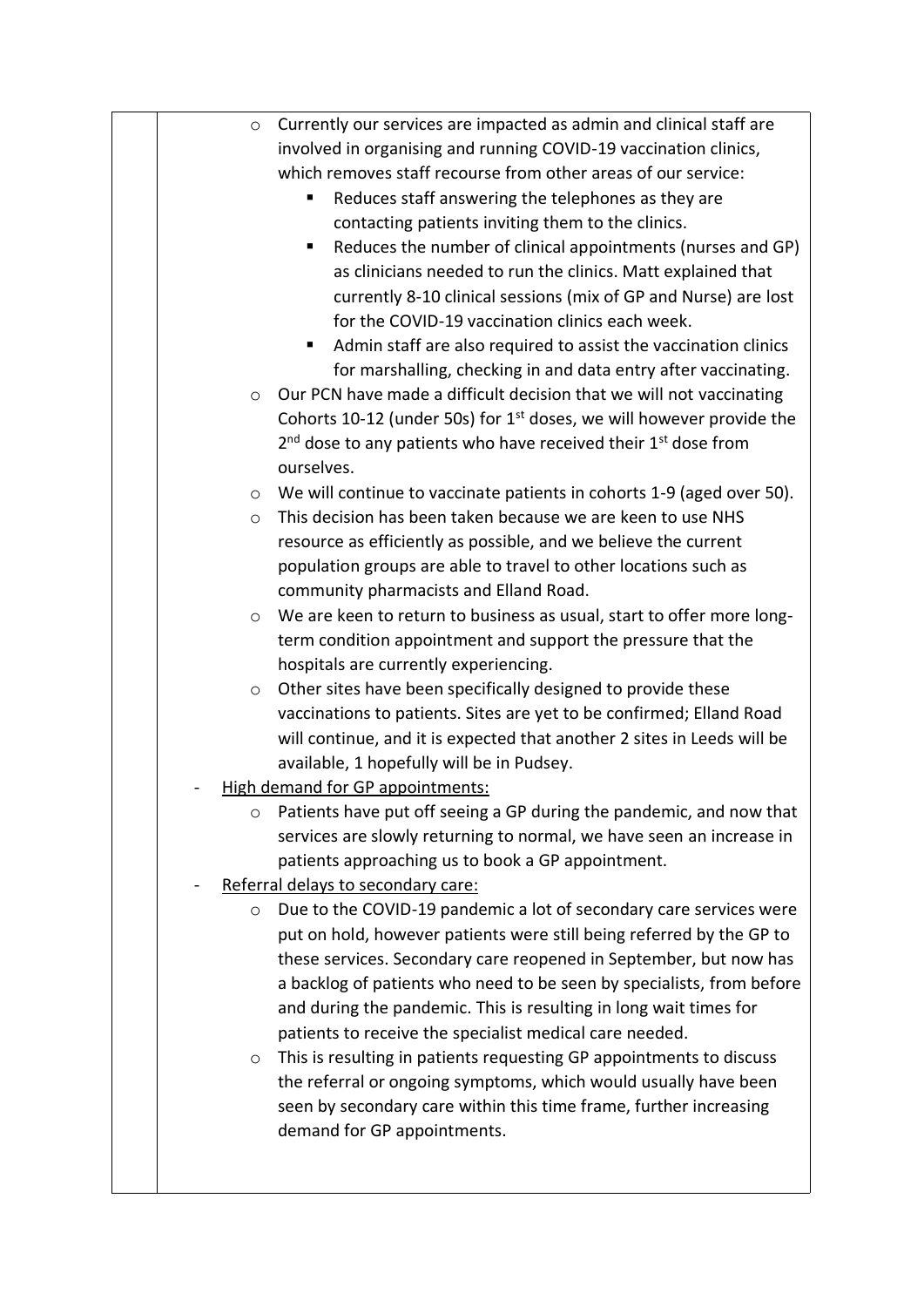- Currently our services are impacted as admin and clinical staff are involved in organising and running COVID-19 vaccination clinics, which removes staff recourse from other areas of our service:
  - Reduces staff answering the telephones as they are contacting patients inviting them to the clinics.
  - Reduces the number of clinical appointments (nurses and GP) as clinicians needed to run the clinics. Matt explained that currently 8-10 clinical sessions (mix of GP and Nurse) are lost for the COVID-19 vaccination clinics each week.
  - Admin staff are also required to assist the vaccination clinics for marshalling, checking in and data entry after vaccinating.
- Our PCN have made a difficult decision that we will not vaccinating Cohorts 10-12 (under 50s) for 1st doses, we will however provide the 2nd dose to any patients who have received their 1st dose from ourselves.
- We will continue to vaccinate patients in cohorts 1-9 (aged over 50).
- This decision has been taken because we are keen to use NHS resource as efficiently as possible, and we believe the current population groups are able to travel to other locations such as community pharmacists and Elland Road.
- We are keen to return to business as usual, start to offer more long-term condition appointment and support the pressure that the hospitals are currently experiencing.
- Other sites have been specifically designed to provide these vaccinations to patients. Sites are yet to be confirmed; Elland Road will continue, and it is expected that another 2 sites in Leeds will be available, 1 hopefully will be in Pudsey.

- <u>High demand for GP appointments:</u>
  - Patients have put off seeing a GP during the pandemic, and now that services are slowly returning to normal, we have seen an increase in patients approaching us to book a GP appointment.
- <u>Referral delays to secondary care:</u>
  - Due to the COVID-19 pandemic a lot of secondary care services were put on hold, however patients were still being referred by the GP to these services. Secondary care reopened in September, but now has a backlog of patients who need to be seen by specialists, from before and during the pandemic. This is resulting in long wait times for patients to receive the specialist medical care needed.
  - This is resulting in patients requesting GP appointments to discuss the referral or ongoing symptoms, which would usually have been seen by secondary care within this time frame, further increasing demand for GP appointments.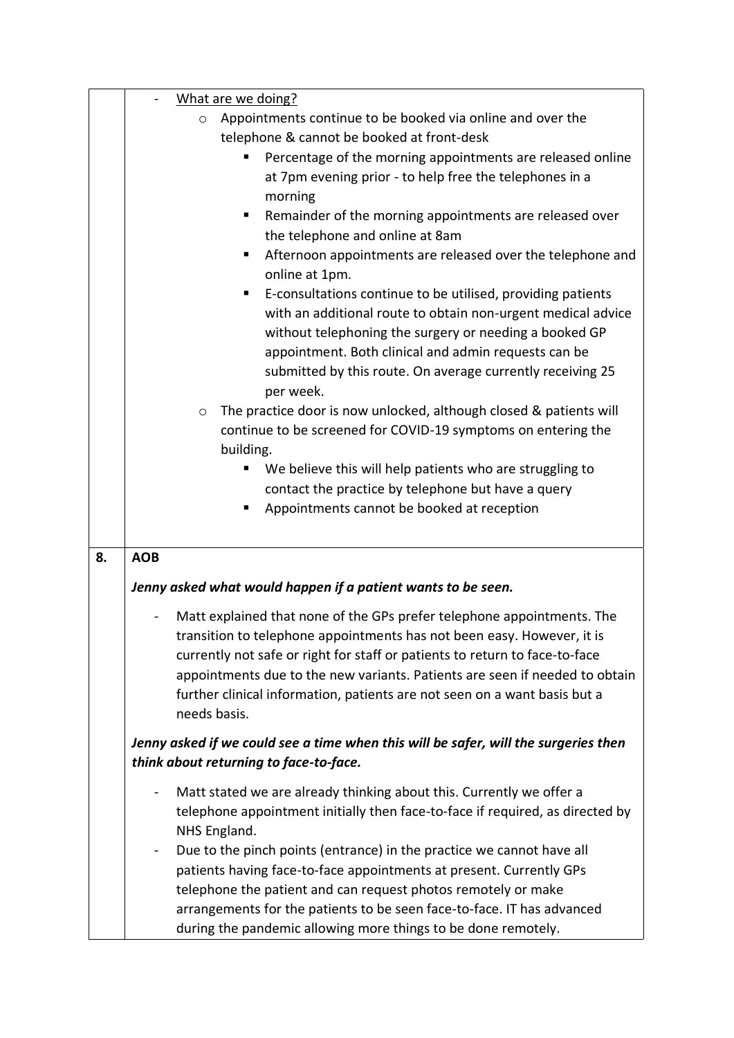| | |
|---|---|
| | - What are we doing?<br>  - Appointments continue to be booked via online and over the telephone & cannot be booked at front-desk<br>    - Percentage of the morning appointments are released online at 7pm evening prior - to help free the telephones in a morning<br>    - Remainder of the morning appointments are released over the telephone and online at 8am<br>    - Afternoon appointments are released over the telephone and online at 1pm.<br>    - E-consultations continue to be utilised, providing patients with an additional route to obtain non-urgent medical advice without telephoning the surgery or needing a booked GP appointment. Both clinical and admin requests can be submitted by this route. On average currently receiving 25 per week.<br>  - The practice door is now unlocked, although closed & patients will continue to be screened for COVID-19 symptoms on entering the building.<br>    - We believe this will help patients who are struggling to contact the practice by telephone but have a query<br>    - Appointments cannot be booked at reception |
| **8.** | **AOB**<br><br>***Jenny asked what would happen if a patient wants to be seen.***<br><br>- Matt explained that none of the GPs prefer telephone appointments. The transition to telephone appointments has not been easy. However, it is currently not safe or right for staff or patients to return to face-to-face appointments due to the new variants. Patients are seen if needed to obtain further clinical information, patients are not seen on a want basis but a needs basis.<br><br>***Jenny asked if we could see a time when this will be safer, will the surgeries then think about returning to face-to-face.***<br><br>- Matt stated we are already thinking about this. Currently we offer a telephone appointment initially then face-to-face if required, as directed by NHS England.<br>- Due to the pinch points (entrance) in the practice we cannot have all patients having face-to-face appointments at present. Currently GPs telephone the patient and can request photos remotely or make arrangements for the patients to be seen face-to-face. IT has advanced during the pandemic allowing more things to be done remotely. |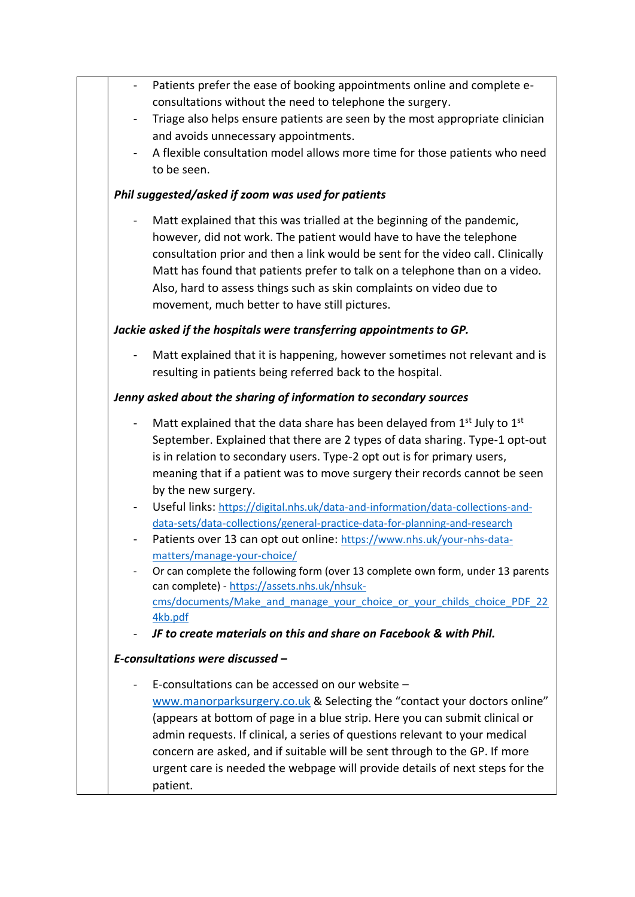- Patients prefer the ease of booking appointments online and complete e-consultations without the need to telephone the surgery.
- Triage also helps ensure patients are seen by the most appropriate clinician and avoids unnecessary appointments.
- A flexible consultation model allows more time for those patients who need to be seen.

***Phil suggested/asked if zoom was used for patients***

- Matt explained that this was trialled at the beginning of the pandemic, however, did not work. The patient would have to have the telephone consultation prior and then a link would be sent for the video call. Clinically Matt has found that patients prefer to talk on a telephone than on a video. Also, hard to assess things such as skin complaints on video due to movement, much better to have still pictures.

***Jackie asked if the hospitals were transferring appointments to GP.***

- Matt explained that it is happening, however sometimes not relevant and is resulting in patients being referred back to the hospital.

***Jenny asked about the sharing of information to secondary sources***

- Matt explained that the data share has been delayed from 1st July to 1st September. Explained that there are 2 types of data sharing. Type-1 opt-out is in relation to secondary users. Type-2 opt out is for primary users, meaning that if a patient was to move surgery their records cannot be seen by the new surgery.
- Useful links: https://digital.nhs.uk/data-and-information/data-collections-and-data-sets/data-collections/general-practice-data-for-planning-and-research
- Patients over 13 can opt out online: https://www.nhs.uk/your-nhs-data-matters/manage-your-choice/
- Or can complete the following form (over 13 complete own form, under 13 parents can complete) - https://assets.nhs.uk/nhsuk-cms/documents/Make_and_manage_your_choice_or_your_childs_choice_PDF_224kb.pdf
- ***JF to create materials on this and share on Facebook & with Phil.***

***E-consultations were discussed –***

- E-consultations can be accessed on our website – www.manorparksurgery.co.uk & Selecting the "contact your doctors online" (appears at bottom of page in a blue strip. Here you can submit clinical or admin requests. If clinical, a series of questions relevant to your medical concern are asked, and if suitable will be sent through to the GP. If more urgent care is needed the webpage will provide details of next steps for the patient.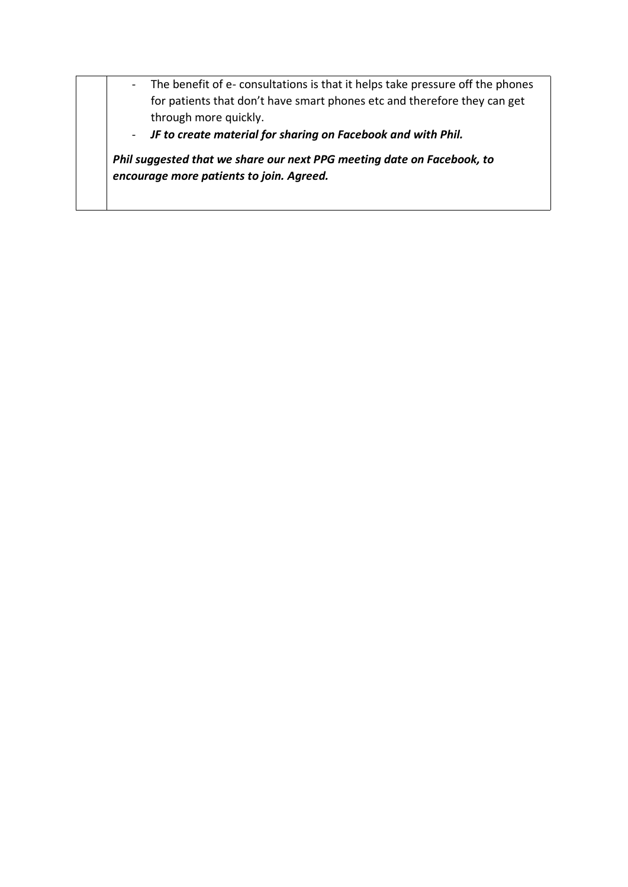| | |
|---|---|
| | - The benefit of e- consultations is that it helps take pressure off the phones for patients that don't have smart phones etc and therefore they can get through more quickly.<br>- ***JF to create material for sharing on Facebook and with Phil.***<br><br>***Phil suggested that we share our next PPG meeting date on Facebook, to encourage more patients to join. Agreed.*** |